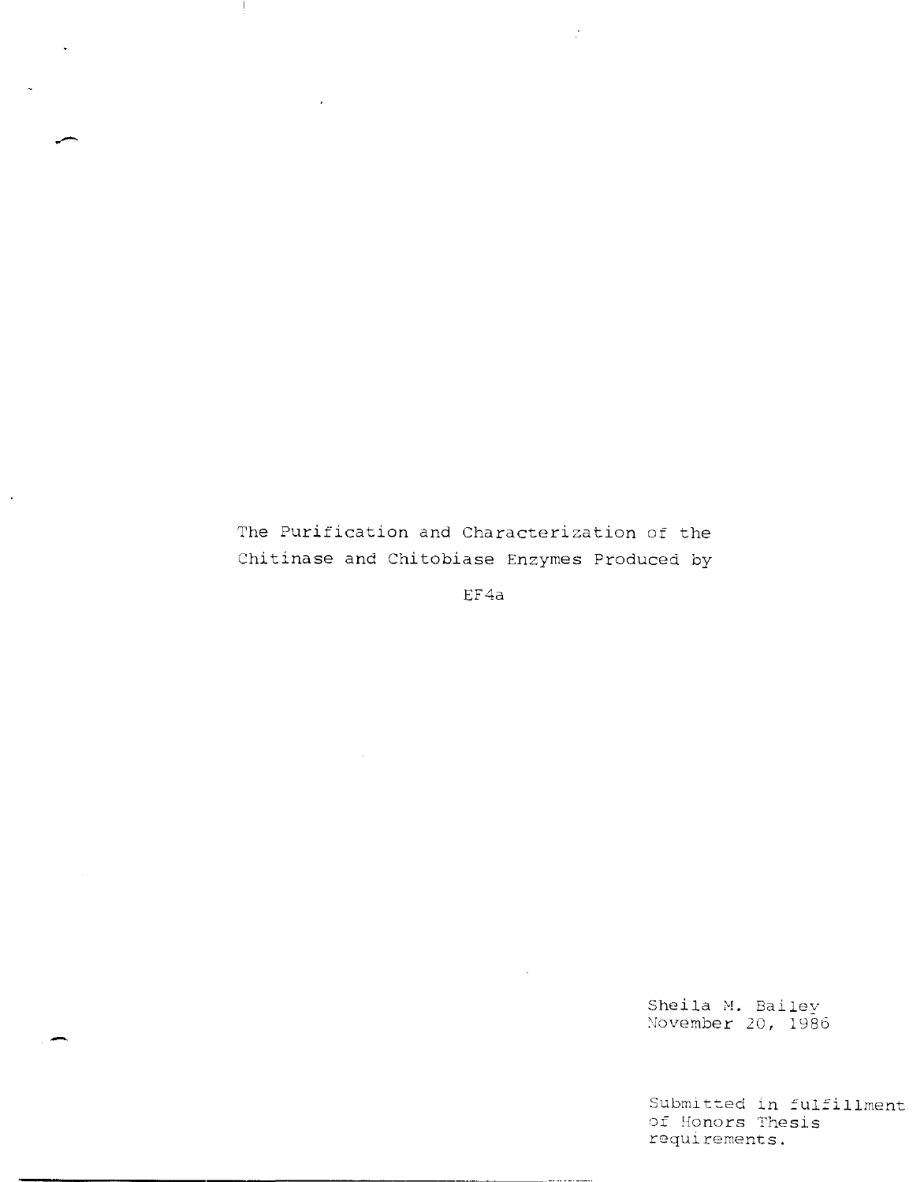# The Purification and Characterization of the Chitinase and Chitobiase Enzymes Produced by EF4a

Sheila M. Bailey
November 20, 1986

Submitted in fulfillment of Honors Thesis requirements.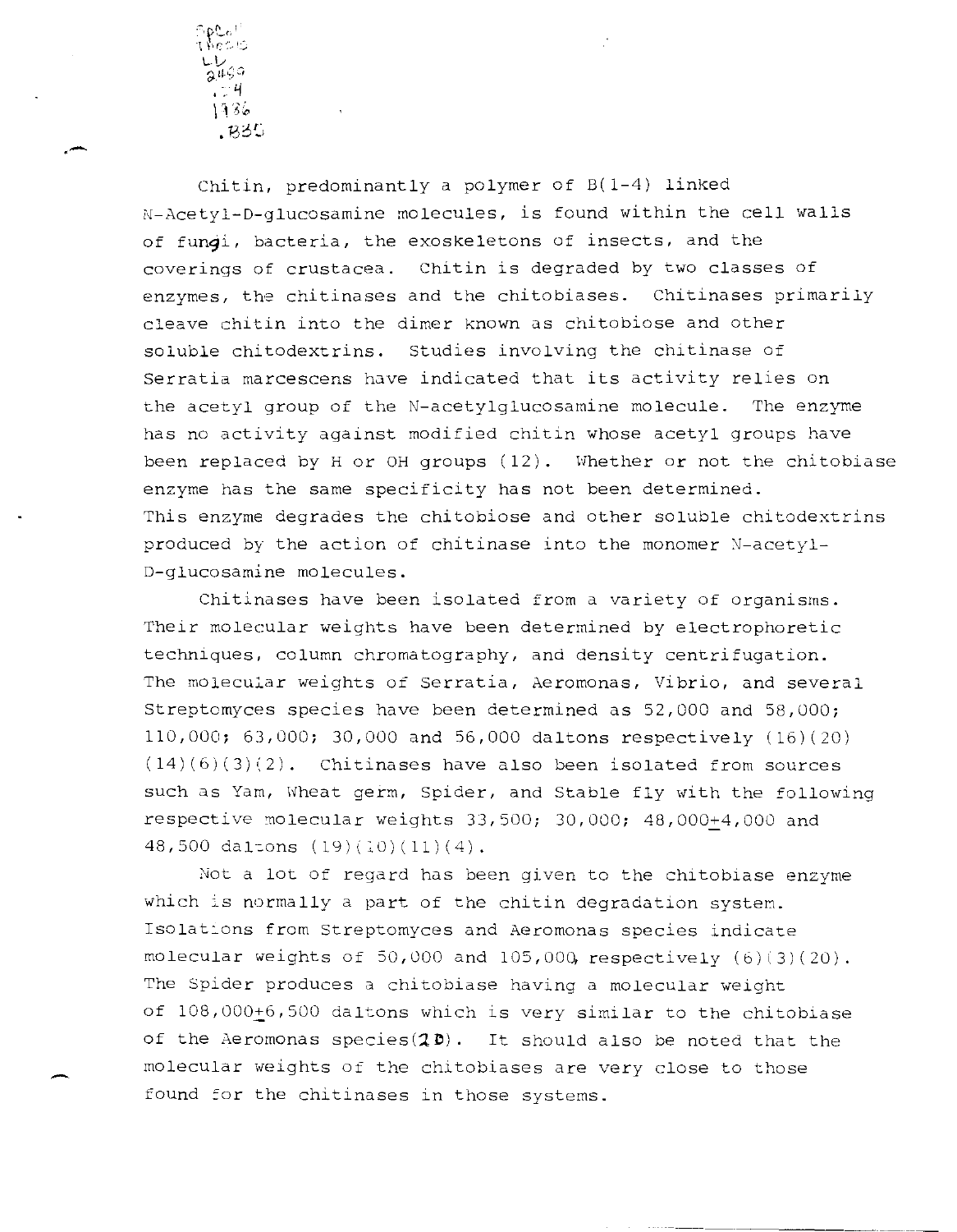Chitin, predominantly a polymer of B(1-4) linked N-Acetyl-D-glucosamine molecules, is found within the cell walls of fungi, bacteria, the exoskeletons of insects, and the coverings of crustacea. Chitin is degraded by two classes of enzymes, the chitinases and the chitobiases. Chitinases primarily cleave chitin into the dimer known as chitobiose and other soluble chitodextrins. Studies involving the chitinase of Serratia marcescens have indicated that its activity relies on the acetyl group of the N-acetylglucosamine molecule. The enzyme has no activity against modified chitin whose acetyl groups have been replaced by H or OH groups (12). Whether or not the chitobiase enzyme has the same specificity has not been determined. This enzyme degrades the chitobiose and other soluble chitodextrins produced by the action of chitinase into the monomer N-acetyl-D-glucosamine molecules.

Chitinases have been isolated from a variety of organisms. Their molecular weights have been determined by electrophoretic techniques, column chromatography, and density centrifugation. The molecular weights of Serratia, Aeromonas, Vibrio, and several Streptomyces species have been determined as 52,000 and 58,000; 110,000; 63,000; 30,000 and 56,000 daltons respectively (16)(20)(14)(6)(3)(2). Chitinases have also been isolated from sources such as Yam, Wheat germ, Spider, and Stable fly with the following respective molecular weights 33,500; 30,000; 48,000±4,000 and 48,500 daltons (19)(10)(11)(4).

Not a lot of regard has been given to the chitobiase enzyme which is normally a part of the chitin degradation system. Isolations from Streptomyces and Aeromonas species indicate molecular weights of 50,000 and 105,000 respectively (6)(3)(20). The Spider produces a chitobiase having a molecular weight of 108,000±6,500 daltons which is very similar to the chitobiase of the Aeromonas species(20). It should also be noted that the molecular weights of the chitobiases are very close to those found for the chitinases in those systems.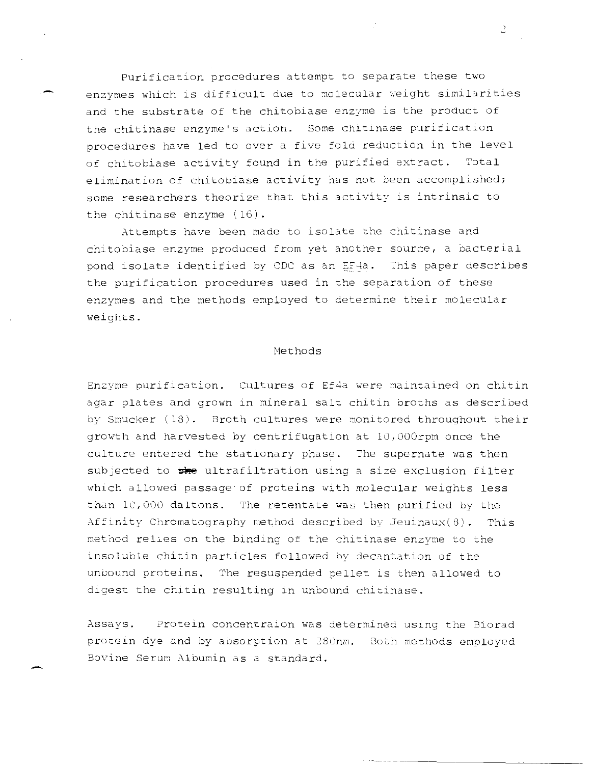Purification procedures attempt to separate these two enzymes which is difficult due to molecular weight similarities and the substrate of the chitobiase enzyme is the product of the chitinase enzyme's action. Some chitinase purification procedures have led to over a five fold reduction in the level of chitobiase activity found in the purified extract. Total elimination of chitobiase activity has not been accomplished; some researchers theorize that this activity is intrinsic to the chitinase enzyme (16).

Attempts have been made to isolate the chitinase and chitobiase enzyme produced from yet another source, a bacterial pond isolate identified by CDC as an EF4a. This paper describes the purification procedures used in the separation of these enzymes and the methods employed to determine their molecular weights.

## Methods

**Enzyme purification.** Cultures of Ef4a were maintained on chitin agar plates and grown in mineral salt chitin broths as described by Smucker (18). Broth cultures were monitored throughout their growth and harvested by centrifugation at 10,000rpm once the culture entered the stationary phase. The supernate was then subjected to ultrafiltration using a size exclusion filter which allowed passage of proteins with molecular weights less than 10,000 daltons. The retentate was then purified by the Affinity Chromatography method described by Jeuinaux(8). This method relies on the binding of the chitinase enzyme to the insoluble chitin particles followed by decantation of the unbound proteins. The resuspended pellet is then allowed to digest the chitin resulting in unbound chitinase.

**Assays.** Protein concentraion was determined using the Biorad protein dye and by absorption at 280nm. Both methods employed Bovine Serum Albumin as a standard.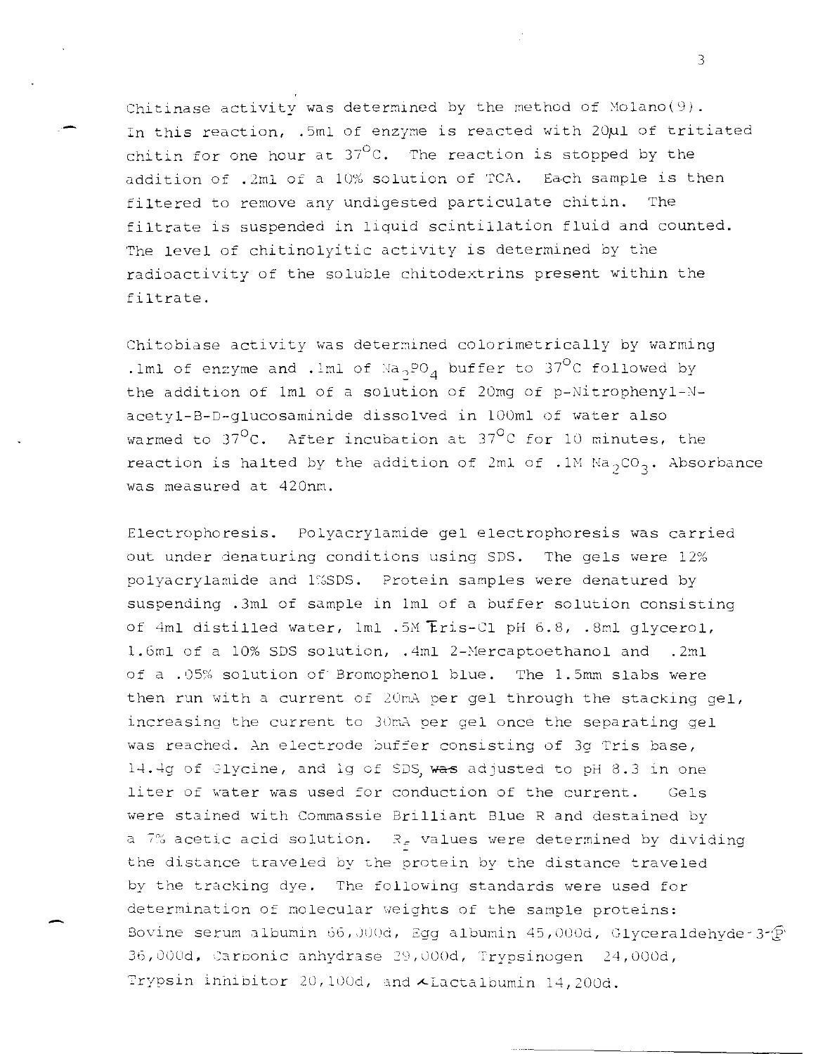Chitinase activity was determined by the method of Molano(9). In this reaction, .5ml of enzyme is reacted with 20µl of tritiated chitin for one hour at 37°C. The reaction is stopped by the addition of .2ml of a 10% solution of TCA. Each sample is then filtered to remove any undigested particulate chitin. The filtrate is suspended in liquid scintillation fluid and counted. The level of chitinolyitic activity is determined by the radioactivity of the soluble chitodextrins present within the filtrate.

Chitobiase activity was determined colorimetrically by warming .1ml of enzyme and .1ml of $Na_2PO_4$ buffer to 37°C followed by the addition of 1ml of a solution of 20mg of p-Nitrophenyl-N-acetyl-B-D-glucosaminide dissolved in 100ml of water also warmed to 37°C. After incubation at 37°C for 10 minutes, the reaction is halted by the addition of 2ml of .1M $Na_2CO_3$. Absorbance was measured at 420nm.

Electrophoresis. Polyacrylamide gel electrophoresis was carried out under denaturing conditions using SDS. The gels were 12% polyacrylamide and 1%SDS. Protein samples were denatured by suspending .3ml of sample in 1ml of a buffer solution consisting of 4ml distilled water, 1ml .5M Tris-Cl pH 6.8, .8ml glycerol, 1.6ml of a 10% SDS solution, .4ml 2-Mercaptoethanol and .2ml of a .05% solution of Bromophenol blue. The 1.5mm slabs were then run with a current of 20mA per gel through the stacking gel, increasing the current to 30mA per gel once the separating gel was reached. An electrode buffer consisting of 3g Tris base, 14.4g of Glycine, and 1g of SDS, ~~was~~ adjusted to pH 8.3 in one liter of water was used for conduction of the current. Gels were stained with Commassie Brilliant Blue R and destained by a 7% acetic acid solution. $R_f$ values were determined by dividing the distance traveled by the protein by the distance traveled by the tracking dye. The following standards were used for determination of molecular weights of the sample proteins: Bovine serum albumin 66,000d, Egg albumin 45,000d, Glyceraldehyde-3-Ⓟ 36,000d, Carbonic anhydrase 29,000d, Trypsinogen 24,000d, Trypsin inhibitor 20,100d, and α-Lactalbumin 14,200d.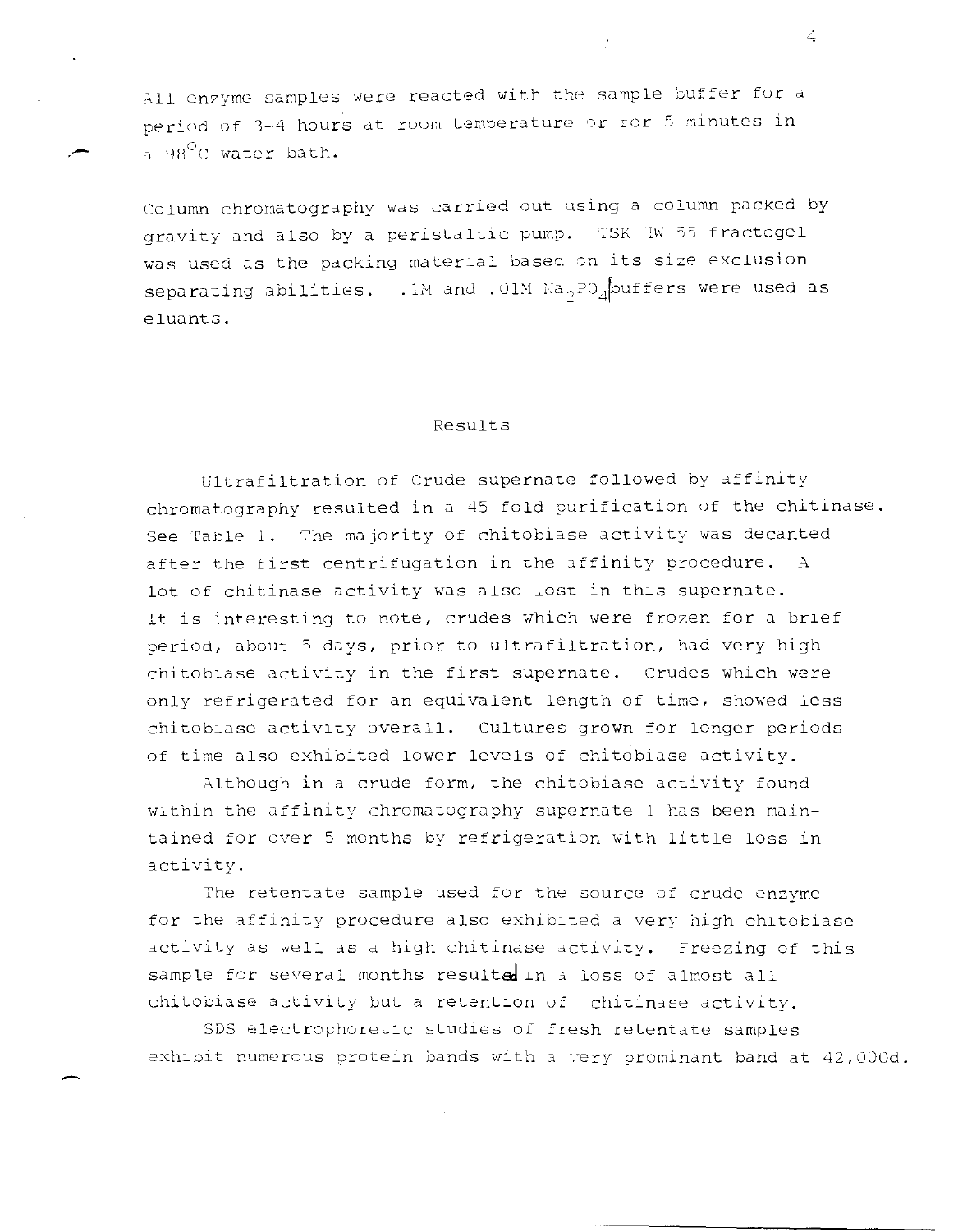All enzyme samples were reacted with the sample buffer for a period of 3-4 hours at room temperature or for 5 minutes in a $98^{\circ}C$ water bath.

Column chromatography was carried out using a column packed by gravity and also by a peristaltic pump. TSK HW 55 fractogel was used as the packing material based on its size exclusion separating abilities. .1M and .01M $Na_2PO_4$ buffers were used as eluants.

## Results

Ultrafiltration of Crude supernate followed by affinity chromatography resulted in a 45 fold purification of the chitinase. See Table 1. The majority of chitobiase activity was decanted after the first centrifugation in the affinity procedure. A lot of chitinase activity was also lost in this supernate. It is interesting to note, crudes which were frozen for a brief period, about 5 days, prior to ultrafiltration, had very high chitobiase activity in the first supernate. Crudes which were only refrigerated for an equivalent length of time, showed less chitobiase activity overall. Cultures grown for longer periods of time also exhibited lower levels of chitobiase activity.

Although in a crude form, the chitobiase activity found within the affinity chromatography supernate 1 has been maintained for over 5 months by refrigeration with little loss in activity.

The retentate sample used for the source of crude enzyme for the affinity procedure also exhibited a very high chitobiase activity as well as a high chitinase activity. Freezing of this sample for several months resulted in a loss of almost all chitobiase activity but a retention of chitinase activity.

SDS electrophoretic studies of fresh retentate samples exhibit numerous protein bands with a very prominant band at 42,000d.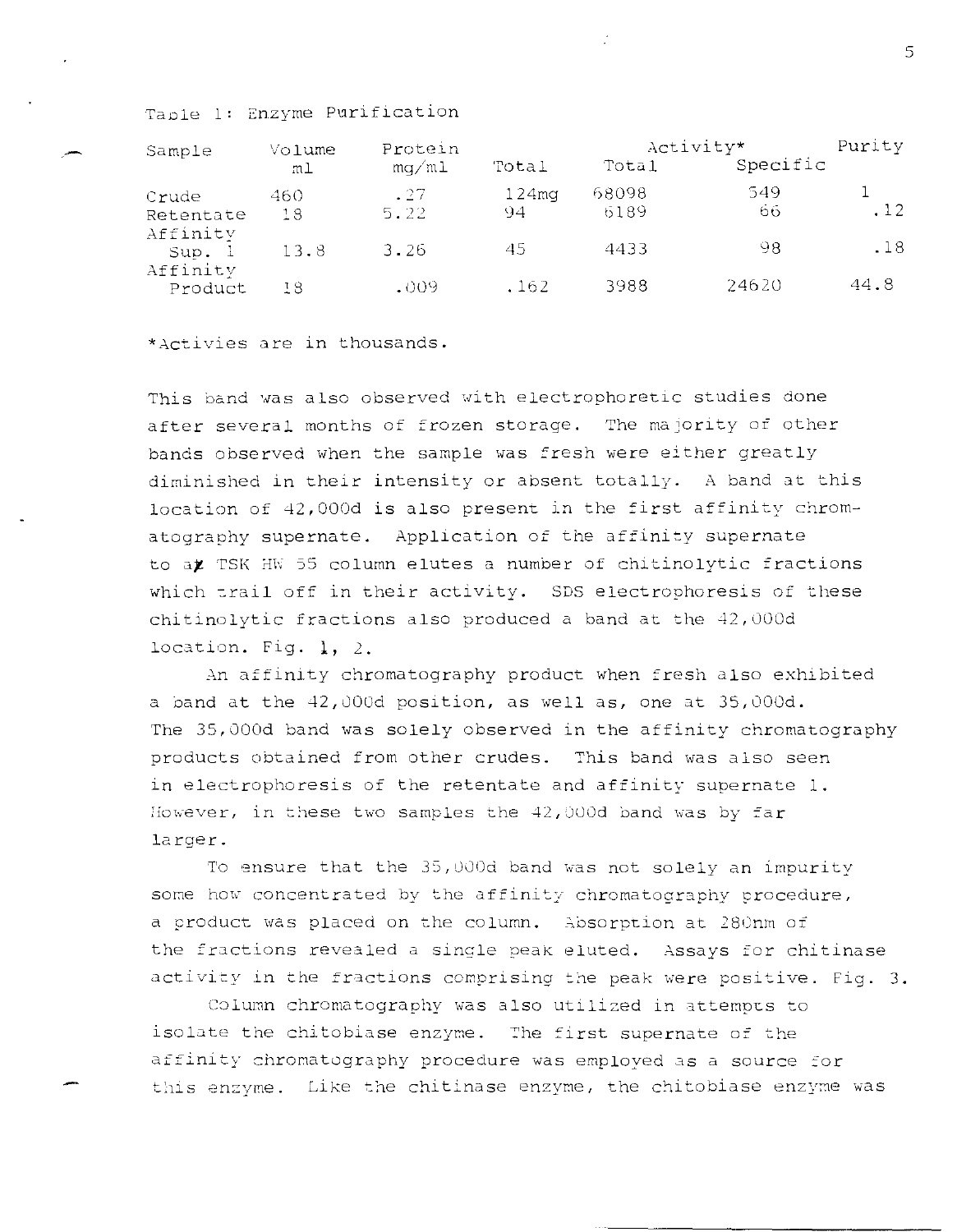Table 1: Enzyme Purification

| Sample | Volume ml | Protein mg/ml | Total | Activity* Total | Specific | Purity |
|---|---|---|---|---|---|---|
| Crude | 460 | .27 | 124mg | 68098 | 549 | 1 |
| Retentate | 18 | 5.22 | 94 | 6189 | 66 | .12 |
| Affinity Sup. 1 | 13.8 | 3.26 | 45 | 4433 | 98 | .18 |
| Affinity Product | 18 | .009 | .162 | 3988 | 24620 | 44.8 |

*Activies are in thousands.

This band was also observed with electrophoretic studies done after several months of frozen storage. The majority of other bands observed when the sample was fresh were either greatly diminished in their intensity or absent totally. A band at this location of 42,000d is also present in the first affinity chromatography supernate. Application of the affinity supernate to a TSK HW 55 column elutes a number of chitinolytic fractions which trail off in their activity. SDS electrophoresis of these chitinolytic fractions also produced a band at the 42,000d location. Fig. 1, 2.

An affinity chromatography product when fresh also exhibited a band at the 42,000d position, as well as, one at 35,000d. The 35,000d band was solely observed in the affinity chromatography products obtained from other crudes. This band was also seen in electrophoresis of the retentate and affinity supernate 1. However, in these two samples the 42,000d band was by far larger.

To ensure that the 35,000d band was not solely an impurity some how concentrated by the affinity chromatography procedure, a product was placed on the column. Absorption at 280nm of the fractions revealed a single peak eluted. Assays for chitinase activity in the fractions comprising the peak were positive. Fig. 3.

Column chromatography was also utilized in attempts to isolate the chitobiase enzyme. The first supernate of the affinity chromatography procedure was employed as a source for this enzyme. Like the chitinase enzyme, the chitobiase enzyme was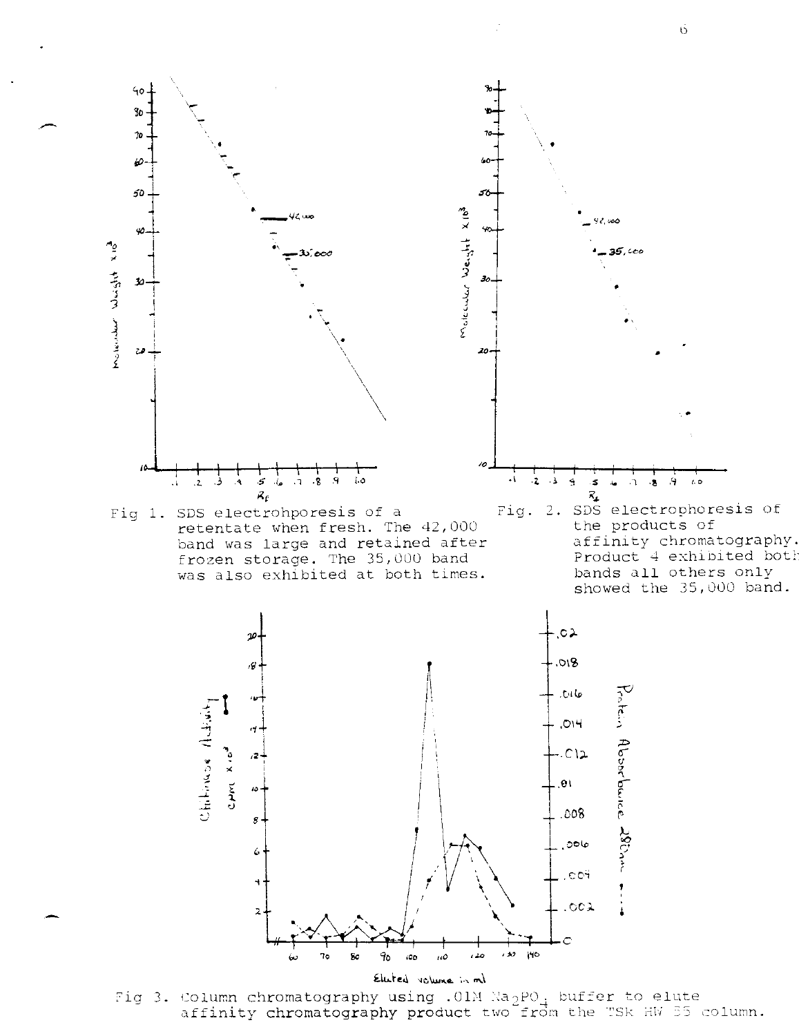Fig 1. SDS electrohporesis of a retentate when fresh. The 42,000 band was large and retained after frozen storage. The 35,000 band was also exhibited at both times.

Fig. 2. SDS electrophoresis of the products of affinity chromatography. Product 4 exhibited both bands all others only showed the 35,000 band.

Fig 3. Column chromatography using .01M $Na_2PO_4$ buffer to elute affinity chromatography product two from the TSK HW 55 column.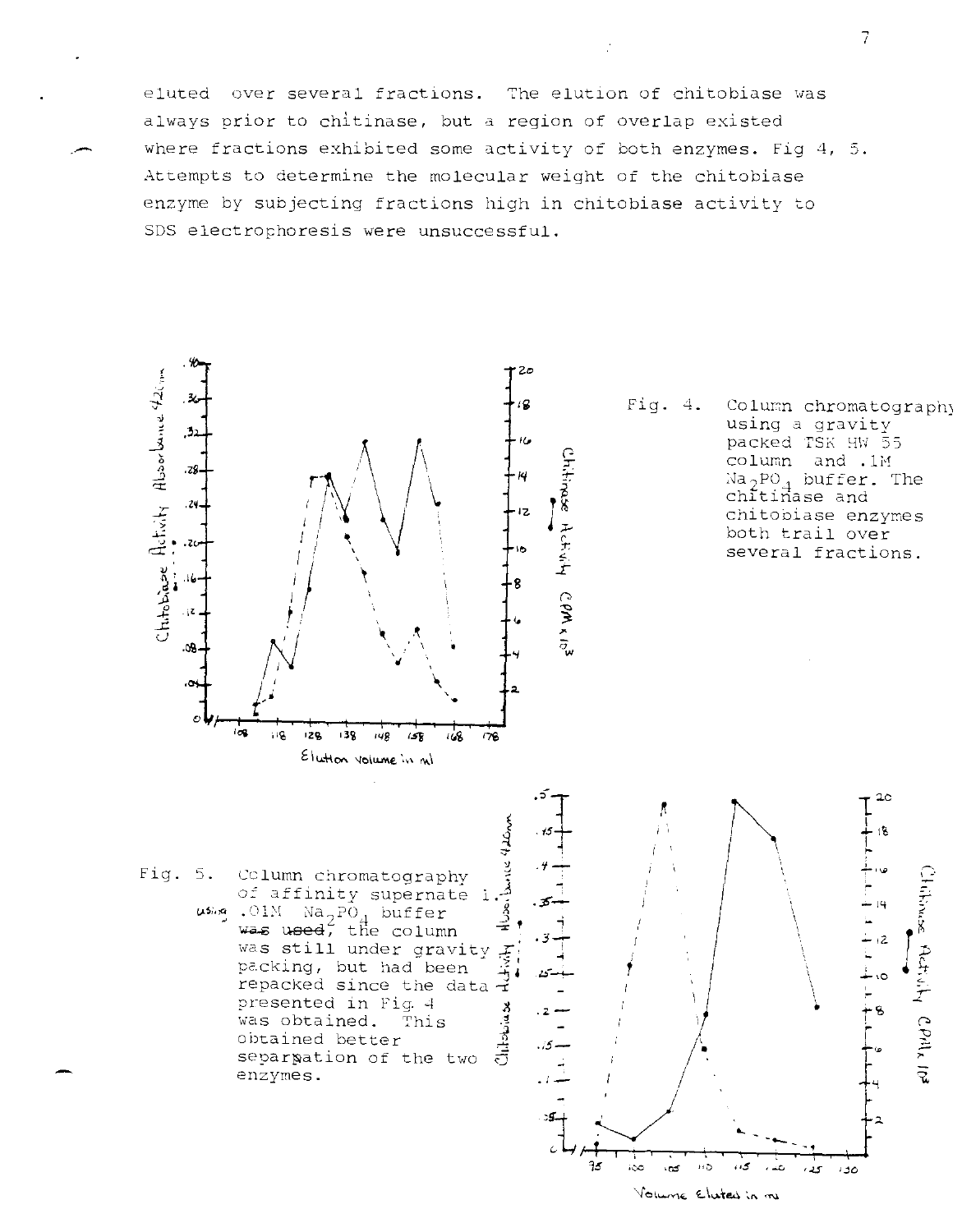eluted over several fractions. The elution of chitobiase was always prior to chitinase, but a region of overlap existed where fractions exhibited some activity of both enzymes. Fig 4, 5. Attempts to determine the molecular weight of the chitobiase enzyme by subjecting fractions high in chitobiase activity to SDS electrophoresis were unsuccessful.

Fig. 4. Column chromatography using a gravity packed TSK HW 55 column and .1M $Na_2PO_4$ buffer. The chitinase and chitobiase enzymes both trail over several fractions.

Fig. 5. Column chromatography of affinity supernate 1. using .01M $Na_2PO_4$ buffer ~~was used~~, the column was still under gravity packing, but had been repacked since the data presented in Fig. 4 was obtained. This obtained better separation of the two enzymes.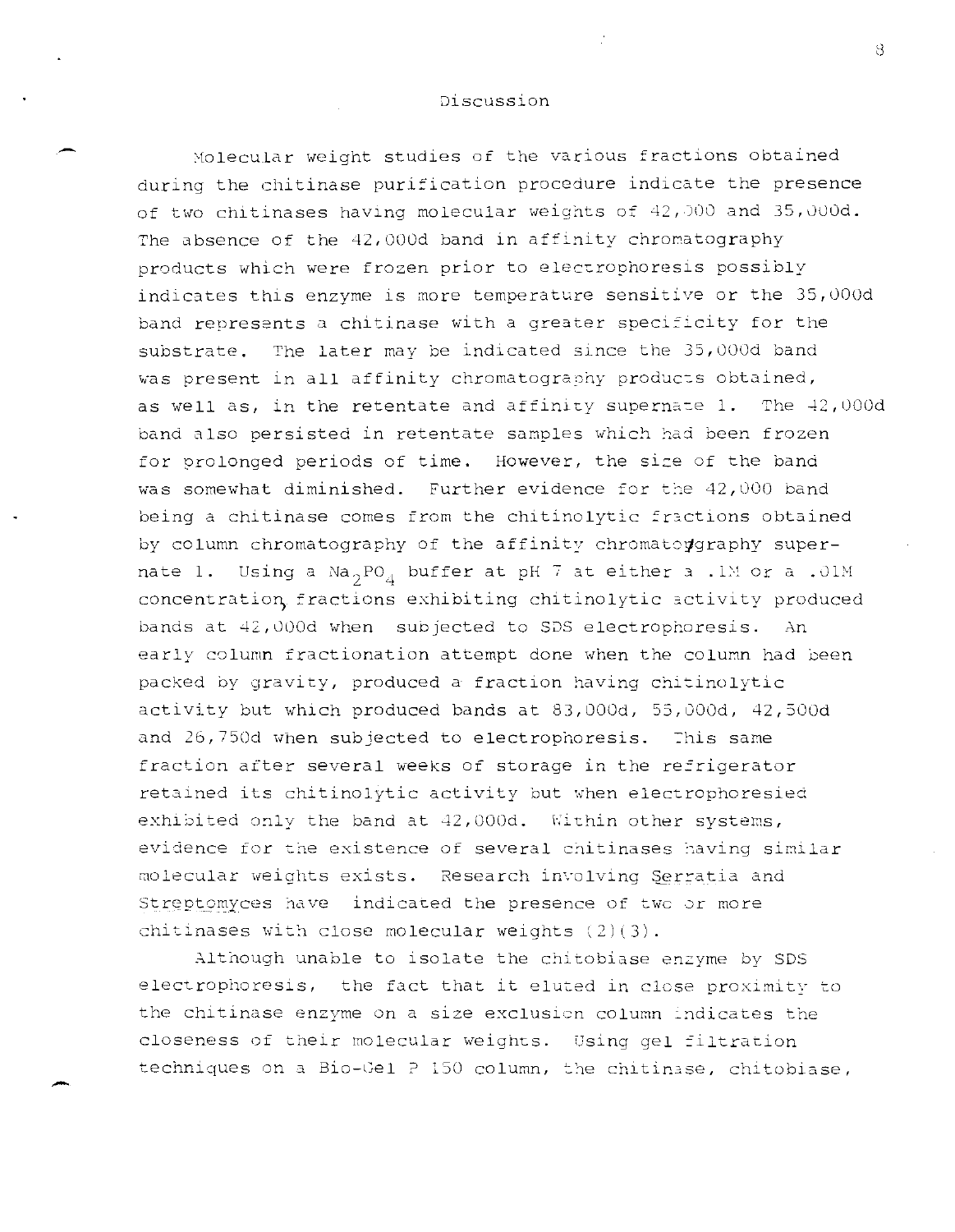# Discussion

Molecular weight studies of the various fractions obtained during the chitinase purification procedure indicate the presence of two chitinases having molecular weights of 42,000 and 35,000d. The absence of the 42,000d band in affinity chromatography products which were frozen prior to electrophoresis possibly indicates this enzyme is more temperature sensitive or the 35,000d band represents a chitinase with a greater specificity for the substrate. The later may be indicated since the 35,000d band was present in all affinity chromatography products obtained, as well as, in the retentate and affinity supernate 1. The 42,000d band also persisted in retentate samples which had been frozen for prolonged periods of time. However, the size of the band was somewhat diminished. Further evidence for the 42,000 band being a chitinase comes from the chitinolytic fractions obtained by column chromatography of the affinity chromatography supernate 1. Using a $Na_2PO_4$ buffer at pH 7 at either a .1M or a .01M concentration, fractions exhibiting chitinolytic activity produced bands at 42,000d when subjected to SDS electrophoresis. An early column fractionation attempt done when the column had been packed by gravity, produced a fraction having chitinolytic activity but which produced bands at 83,000d, 55,000d, 42,500d and 26,750d when subjected to electrophoresis. This same fraction after several weeks of storage in the refrigerator retained its chitinolytic activity but when electrophoresied exhibited only the band at 42,000d. Within other systems, evidence for the existence of several chitinases having similar molecular weights exists. Research involving Serratia and Streptomyces have indicated the presence of two or more chitinases with close molecular weights (2)(3).

Although unable to isolate the chitobiase enzyme by SDS electrophoresis, the fact that it eluted in close proximity to the chitinase enzyme on a size exclusion column indicates the closeness of their molecular weights. Using gel filtration techniques on a Bio-Gel P 150 column, the chitinase, chitobiase,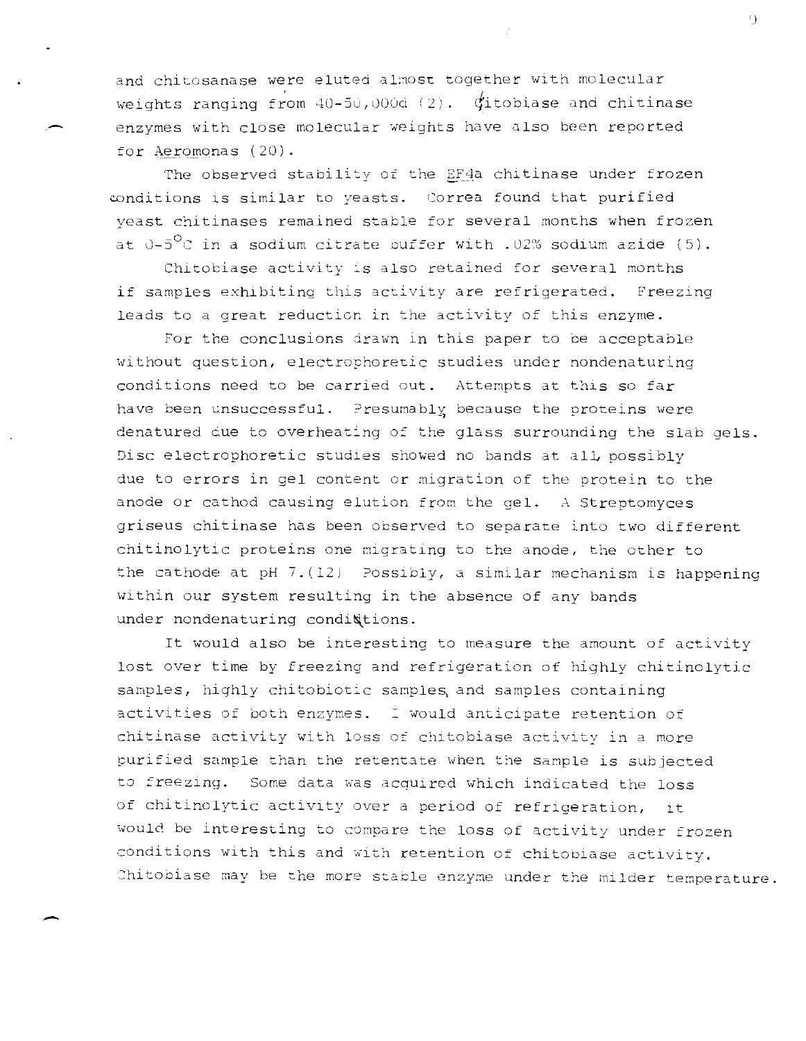and chitosanase were eluted almost together with molecular weights ranging from 40-50,000d (2). Citobiase and chitinase enzymes with close molecular weights have also been reported for Aeromonas (20).

The observed stability of the EF4a chitinase under frozen conditions is similar to yeasts. Correa found that purified yeast chitinases remained stable for several months when frozen at 0-5°C in a sodium citrate buffer with .02% sodium azide (5).

Chitobiase activity is also retained for several months if samples exhibiting this activity are refrigerated. Freezing leads to a great reduction in the activity of this enzyme.

For the conclusions drawn in this paper to be acceptable without question, electrophoretic studies under nondenaturing conditions need to be carried out. Attempts at this so far have been unsuccessful. Presumably because the proteins were denatured due to overheating of the glass surrounding the slab gels. Disc electrophoretic studies showed no bands at all, possibly due to errors in gel content or migration of the protein to the anode or cathod causing elution from the gel. A Streptomyces griseus chitinase has been observed to separate into two different chitinolytic proteins one migrating to the anode, the other to the cathode at pH 7.(12) Possibly, a similar mechanism is happening within our system resulting in the absence of any bands under nondenaturing conditions.

It would also be interesting to measure the amount of activity lost over time by freezing and refrigeration of highly chitinolytic samples, highly chitobiotic samples, and samples containing activities of both enzymes. I would anticipate retention of chitinase activity with loss of chitobiase activity in a more purified sample than the retentate when the sample is subjected to freezing. Some data was acquired which indicated the loss of chitinolytic activity over a period of refrigeration, it would be interesting to compare the loss of activity under frozen conditions with this and with retention of chitobiase activity. Chitobiase may be the more stable enzyme under the milder temperature.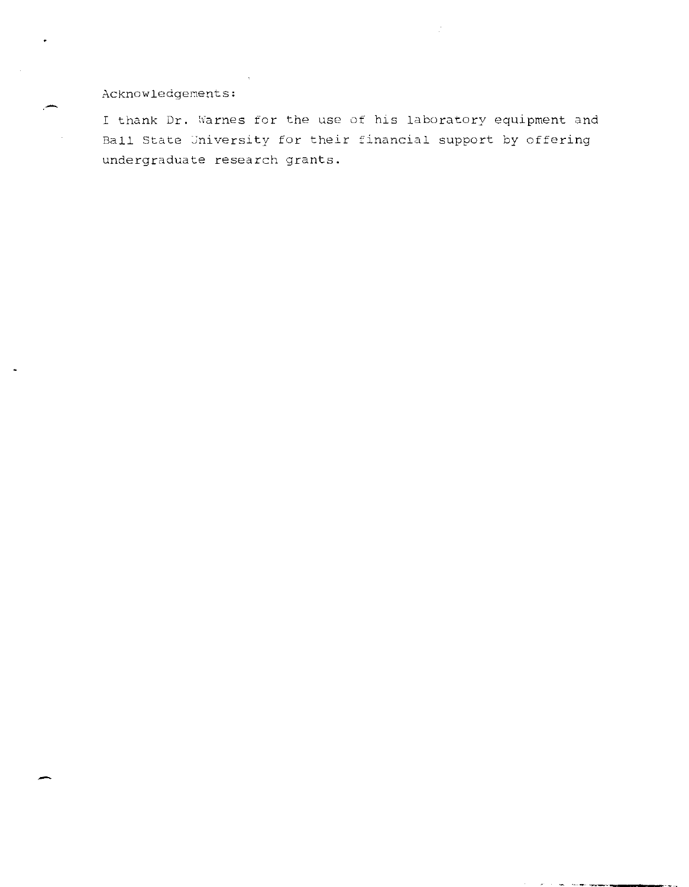Acknowledgements:

I thank Dr. Warnes for the use of his laboratory equipment and Ball State University for their financial support by offering undergraduate research grants.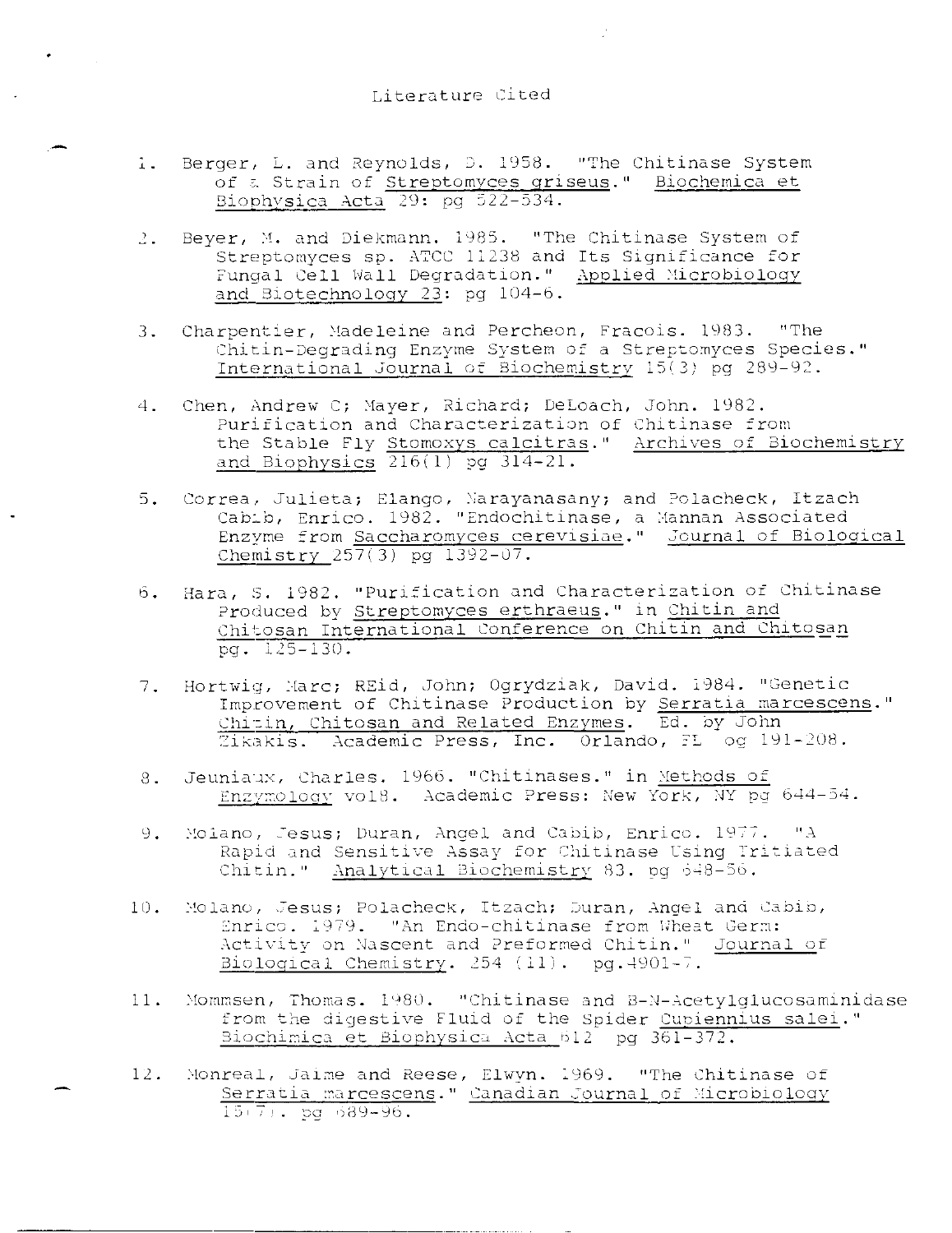# Literature Cited

1. Berger, L. and Reynolds, D. 1958. "The Chitinase System of a Strain of Streptomyces griseus." Biochemica et Biophysica Acta 29: pg 522-534.

2. Beyer, M. and Diekmann. 1985. "The Chitinase System of Streptomyces sp. ATCC 11238 and Its Significance for Fungal Cell Wall Degradation." Applied Microbiology and Biotechnology 23: pg 104-6.

3. Charpentier, Madeleine and Percheon, Fracois. 1983. "The Chitin-Degrading Enzyme System of a Streptomyces Species." International Journal of Biochemistry 15(3) pg 289-92.

4. Chen, Andrew C; Mayer, Richard; DeLoach, John. 1982. Purification and Characterization of Chitinase from the Stable Fly Stomoxys calcitras." Archives of Biochemistry and Biophysics 216(1) pg 314-21.

5. Correa, Julieta; Elango, Narayanasany; and Polacheck, Itzach Cabib, Enrico. 1982. "Endochitinase, a Mannan Associated Enzyme from Saccharomyces cerevisiae." Journal of Biological Chemistry 257(3) pg 1392-07.

6. Hara, S. 1982. "Purification and Characterization of Chitinase Produced by Streptomyces erthraeus." in Chitin and Chitosan International Conference on Chitin and Chitosan pg. 125-130.

7. Hortwig, Marc; REid, John; Ogrydziak, David. 1984. "Genetic Improvement of Chitinase Production by Serratia marcescens." Chitin, Chitosan and Related Enzymes. Ed. by John Zikakis. Academic Press, Inc. Orlando, FL pg 191-208.

8. Jeuniaux, Charles. 1966. "Chitinases." in Methods of Enzymology vol8. Academic Press: New York, NY pg 644-54.

9. Molano, Jesus; Duran, Angel and Cabib, Enrico. 1977. "A Rapid and Sensitive Assay for Chitinase Using Tritiated Chitin." Analytical Biochemistry 83. pg 648-56.

10. Molano, Jesus; Polacheck, Itzach; Duran, Angel and Cabib, Enrico. 1979. "An Endo-chitinase from Wheat Germ: Activity on Nascent and Preformed Chitin." Journal of Biological Chemistry. 254 (11). pg.4901-7.

11. Mommsen, Thomas. 1980. "Chitinase and B-N-Acetylglucosaminidase from the digestive Fluid of the Spider Cupiennius salei." Biochimica et Biophysica Acta 612 pg 361-372.

12. Monreal, Jaime and Reese, Elwyn. 1969. "The Chitinase of Serratia marcescens." Canadian Journal of Microbiology 15(7). pg 689-96.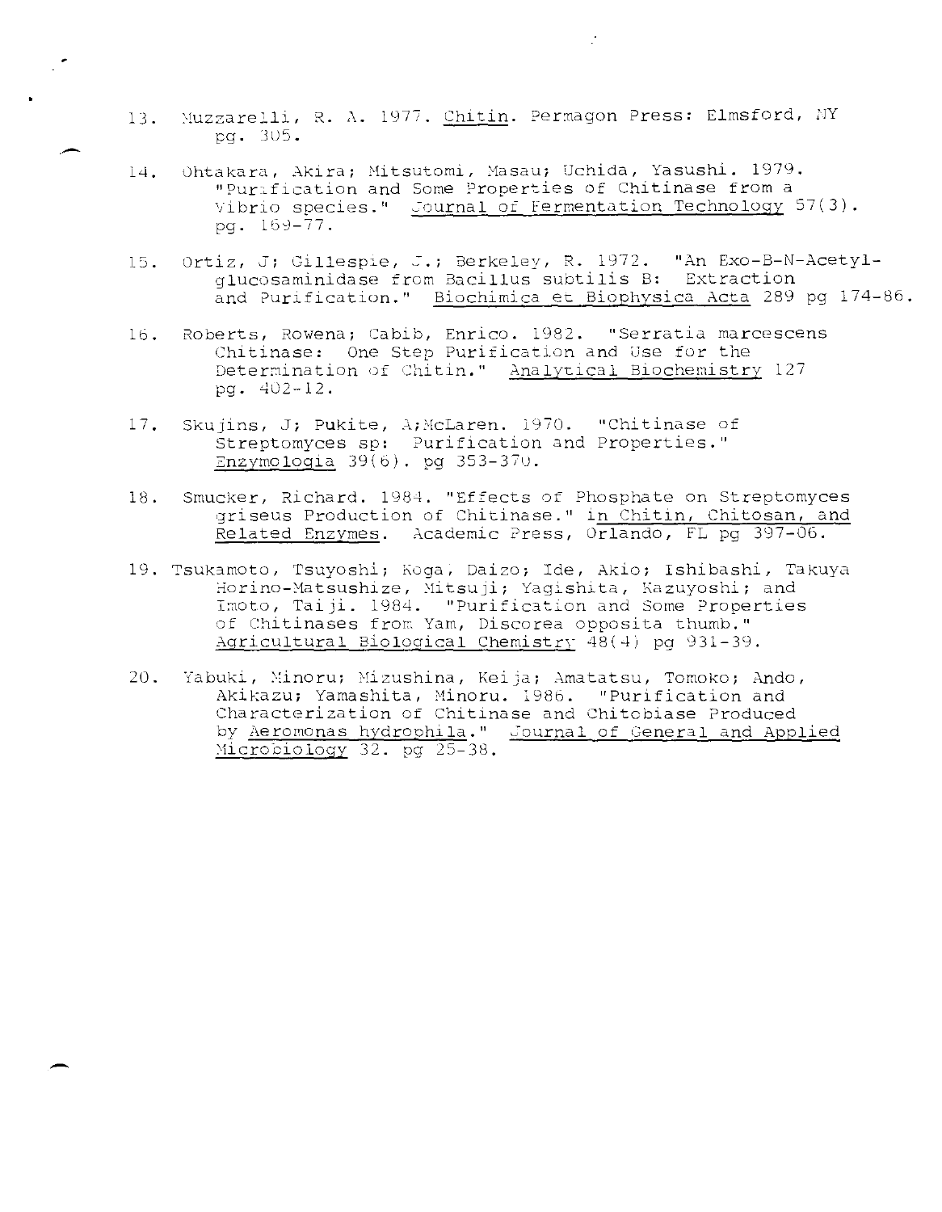13. Muzzarelli, R. A. 1977. Chitin. Permagon Press: Elmsford, NY pg. 305.

14. Ohtakara, Akira; Mitsutomi, Masau; Uchida, Yasushi. 1979. "Purification and Some Properties of Chitinase from a Vibrio species." Journal of Fermentation Technology 57(3). pg. 169-77.

15. Ortiz, J; Gillespie, J.; Berkeley, R. 1972. "An Exo-B-N-Acetyl-glucosaminidase from Bacillus subtilis B: Extraction and Purification." Biochimica et Biophysica Acta 289 pg 174-86.

16. Roberts, Rowena; Cabib, Enrico. 1982. "Serratia marcescens Chitinase: One Step Purification and Use for the Determination of Chitin." Analytical Biochemistry 127 pg. 402-12.

17. Skujins, J; Pukite, A;McLaren. 1970. "Chitinase of Streptomyces sp: Purification and Properties." Enzymologia 39(6). pg 353-370.

18. Smucker, Richard. 1984. "Effects of Phosphate on Streptomyces griseus Production of Chitinase." in Chitin, Chitosan, and Related Enzymes. Academic Press, Orlando, FL pg 397-06.

19. Tsukamoto, Tsuyoshi; Koga, Daizo; Ide, Akio; Ishibashi, Takuya Horino-Matsushize, Mitsuji; Yagishita, Kazuyoshi; and Imoto, Taiji. 1984. "Purification and Some Properties of Chitinases from Yam, Discorea opposita thumb." Agricultural Biological Chemistry 48(4) pg 931-39.

20. Yabuki, Minoru; Mizushina, Keija; Amatatsu, Tomoko; Ando, Akikazu; Yamashita, Minoru. 1986. "Purification and Characterization of Chitinase and Chitobiase Produced by Aeromonas hydrophila." Journal of General and Applied Microbiology 32. pg 25-38.